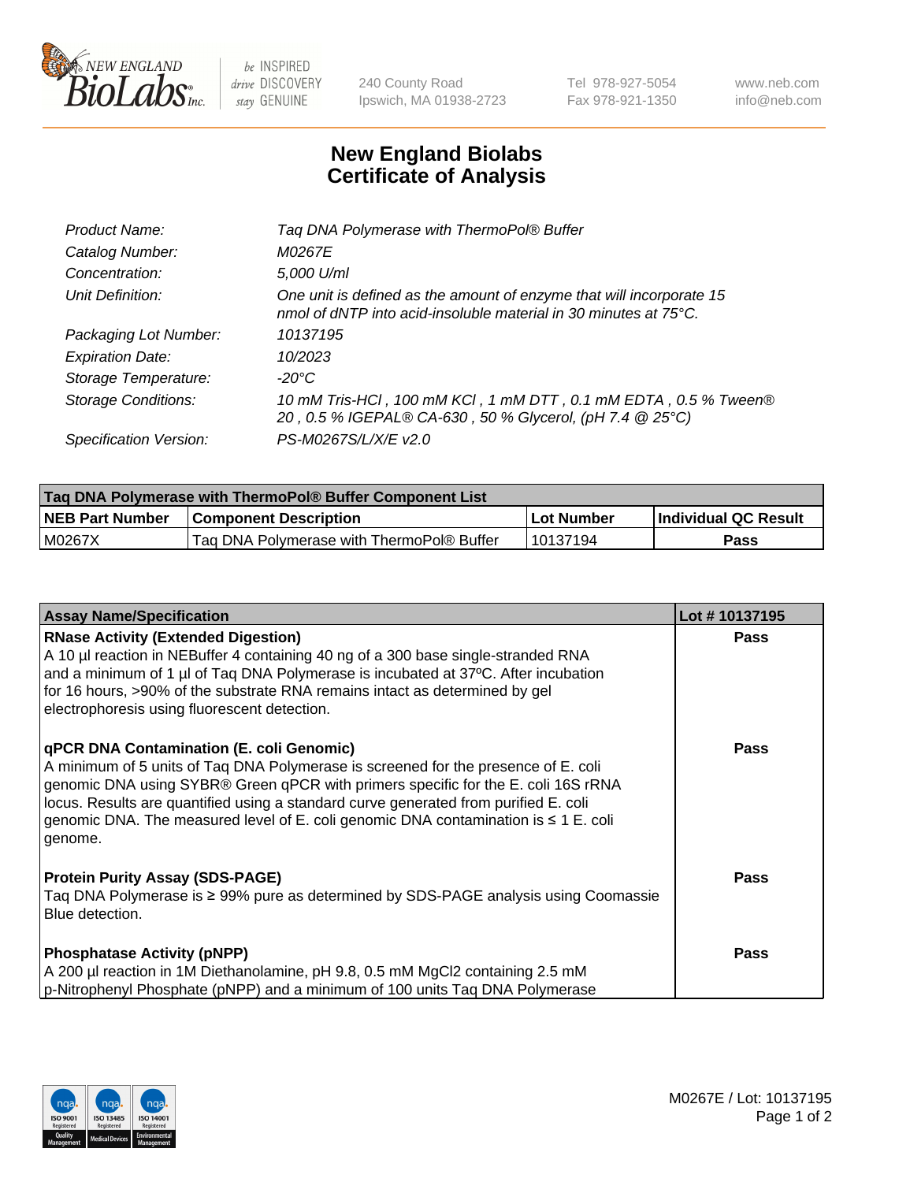# New England Biolabs
# Certificate of Analysis

| | |
|---|---|
| *Product Name:* | *Taq DNA Polymerase with ThermoPol® Buffer* |
| *Catalog Number:* | *M0267E* |
| *Concentration:* | *5,000 U/ml* |
| *Unit Definition:* | *One unit is defined as the amount of enzyme that will incorporate 15 nmol of dNTP into acid-insoluble material in 30 minutes at 75°C.* |
| *Packaging Lot Number:* | *10137195* |
| *Expiration Date:* | *10/2023* |
| *Storage Temperature:* | *-20°C* |
| *Storage Conditions:* | *10 mM Tris-HCl , 100 mM KCl , 1 mM DTT , 0.1 mM EDTA , 0.5 % Tween® 20 , 0.5 % IGEPAL® CA-630 , 50 % Glycerol, (pH 7.4 @ 25°C)* |
| *Specification Version:* | *PS-M0267S/L/X/E v2.0* |

| Taq DNA Polymerase with ThermoPol® Buffer Component List | | | |
|---|---|---|---|
| **NEB Part Number** | **Component Description** | **Lot Number** | **Individual QC Result** |
| M0267X | Taq DNA Polymerase with ThermoPol® Buffer | 10137194 | **Pass** |

| Assay Name/Specification | Lot # 10137195 |
|---|---|
| **RNase Activity (Extended Digestion)**<br>A 10 µl reaction in NEBuffer 4 containing 40 ng of a 300 base single-stranded RNA and a minimum of 1 µl of Taq DNA Polymerase is incubated at 37ºC. After incubation for 16 hours, >90% of the substrate RNA remains intact as determined by gel electrophoresis using fluorescent detection. | **Pass** |
| **qPCR DNA Contamination (E. coli Genomic)**<br>A minimum of 5 units of Taq DNA Polymerase is screened for the presence of E. coli genomic DNA using SYBR® Green qPCR with primers specific for the E. coli 16S rRNA locus. Results are quantified using a standard curve generated from purified E. coli genomic DNA. The measured level of E. coli genomic DNA contamination is ≤ 1 E. coli genome. | **Pass** |
| **Protein Purity Assay (SDS-PAGE)**<br>Taq DNA Polymerase is ≥ 99% pure as determined by SDS-PAGE analysis using Coomassie Blue detection. | **Pass** |
| **Phosphatase Activity (pNPP)**<br>A 200 µl reaction in 1M Diethanolamine, pH 9.8, 0.5 mM $MgCl_2$ containing 2.5 mM p-Nitrophenyl Phosphate (pNPP) and a minimum of 100 units Taq DNA Polymerase | **Pass** |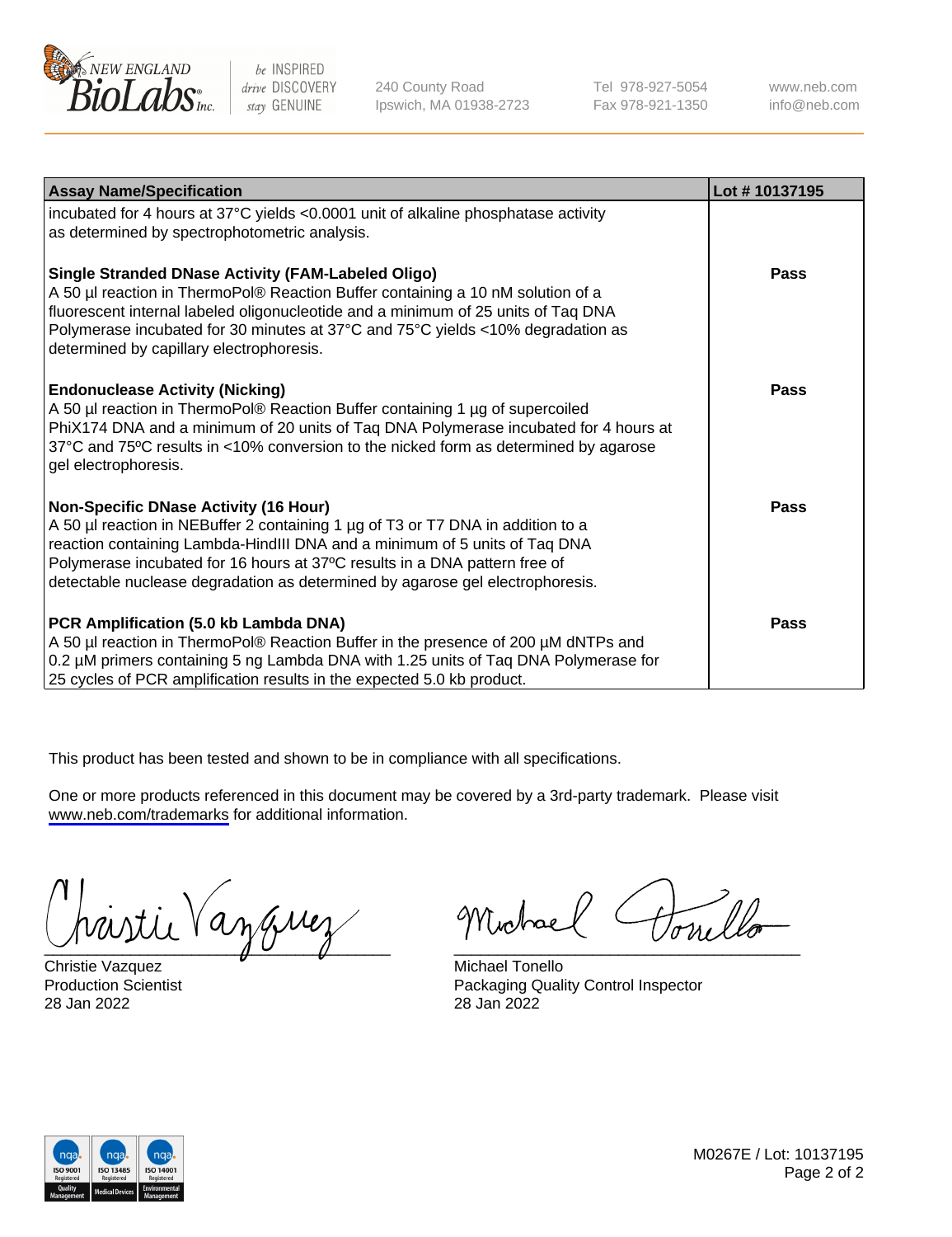| Assay Name/Specification | Lot # 10137195 |
|---|---|
| incubated for 4 hours at 37°C yields <0.0001 unit of alkaline phosphatase activity as determined by spectrophotometric analysis. | |
| **Single Stranded DNase Activity (FAM-Labeled Oligo)**<br>A 50 µl reaction in ThermoPol® Reaction Buffer containing a 10 nM solution of a fluorescent internal labeled oligonucleotide and a minimum of 25 units of Taq DNA Polymerase incubated for 30 minutes at 37°C and 75°C yields <10% degradation as determined by capillary electrophoresis. | **Pass** |
| **Endonuclease Activity (Nicking)**<br>A 50 µl reaction in ThermoPol® Reaction Buffer containing 1 µg of supercoiled PhiX174 DNA and a minimum of 20 units of Taq DNA Polymerase incubated for 4 hours at 37°C and 75ºC results in <10% conversion to the nicked form as determined by agarose gel electrophoresis. | **Pass** |
| **Non-Specific DNase Activity (16 Hour)**<br>A 50 µl reaction in NEBuffer 2 containing 1 µg of T3 or T7 DNA in addition to a reaction containing Lambda-HindIII DNA and a minimum of 5 units of Taq DNA Polymerase incubated for 16 hours at 37ºC results in a DNA pattern free of detectable nuclease degradation as determined by agarose gel electrophoresis. | **Pass** |
| **PCR Amplification (5.0 kb Lambda DNA)**<br>A 50 µl reaction in ThermoPol® Reaction Buffer in the presence of 200 µM dNTPs and 0.2 µM primers containing 5 ng Lambda DNA with 1.25 units of Taq DNA Polymerase for 25 cycles of PCR amplification results in the expected 5.0 kb product. | **Pass** |

This product has been tested and shown to be in compliance with all specifications.

One or more products referenced in this document may be covered by a 3rd-party trademark. Please visit www.neb.com/trademarks for additional information.

Christie Vazquez
Production Scientist
28 Jan 2022

Michael Tonello
Packaging Quality Control Inspector
28 Jan 2022

M0267E / Lot: 10137195